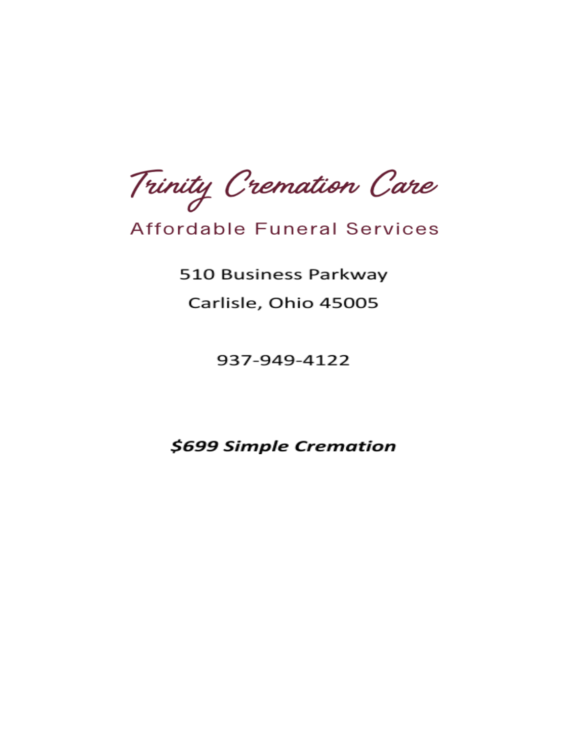# Trinity Cremation Care

## Affordable Funeral Services

510 Business Parkway

Carlisle, Ohio 45005

937-949-4122

***$699 Simple Cremation***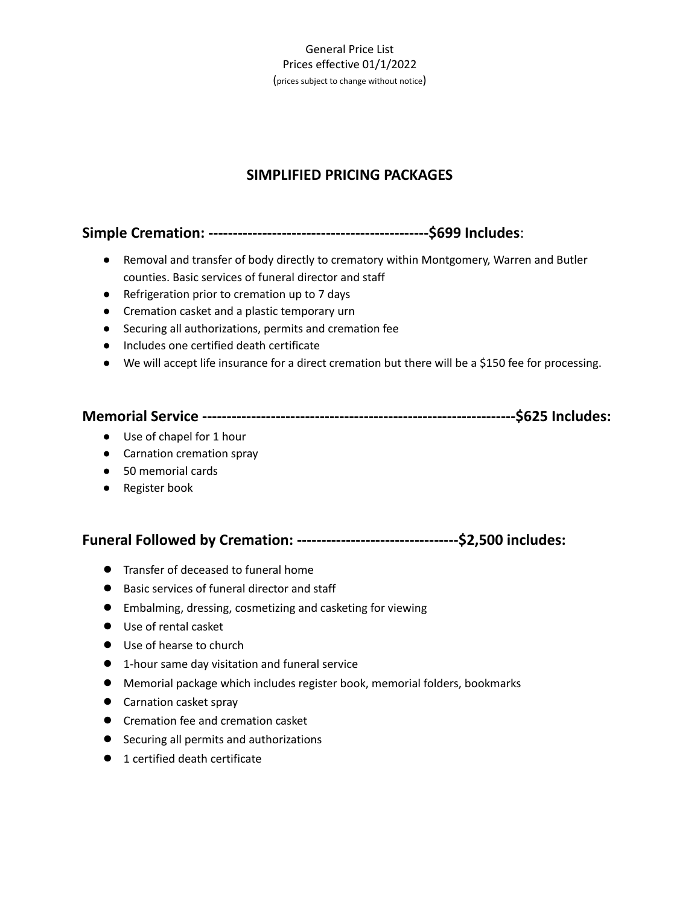General Price List
Prices effective 01/1/2022
(prices subject to change without notice)

## SIMPLIFIED PRICING PACKAGES

### Simple Cremation: ---------------------------------------------$699 Includes:

- Removal and transfer of body directly to crematory within Montgomery, Warren and Butler counties. Basic services of funeral director and staff
- Refrigeration prior to cremation up to 7 days
- Cremation casket and a plastic temporary urn
- Securing all authorizations, permits and cremation fee
- Includes one certified death certificate
- We will accept life insurance for a direct cremation but there will be a $150 fee for processing.

### Memorial Service ----------------------------------------------------------------$625 Includes:

- Use of chapel for 1 hour
- Carnation cremation spray
- 50 memorial cards
- Register book

### Funeral Followed by Cremation: ---------------------------------$2,500 includes:

- Transfer of deceased to funeral home
- Basic services of funeral director and staff
- Embalming, dressing, cosmetizing and casketing for viewing
- Use of rental casket
- Use of hearse to church
- 1-hour same day visitation and funeral service
- Memorial package which includes register book, memorial folders, bookmarks
- Carnation casket spray
- Cremation fee and cremation casket
- Securing all permits and authorizations
- 1 certified death certificate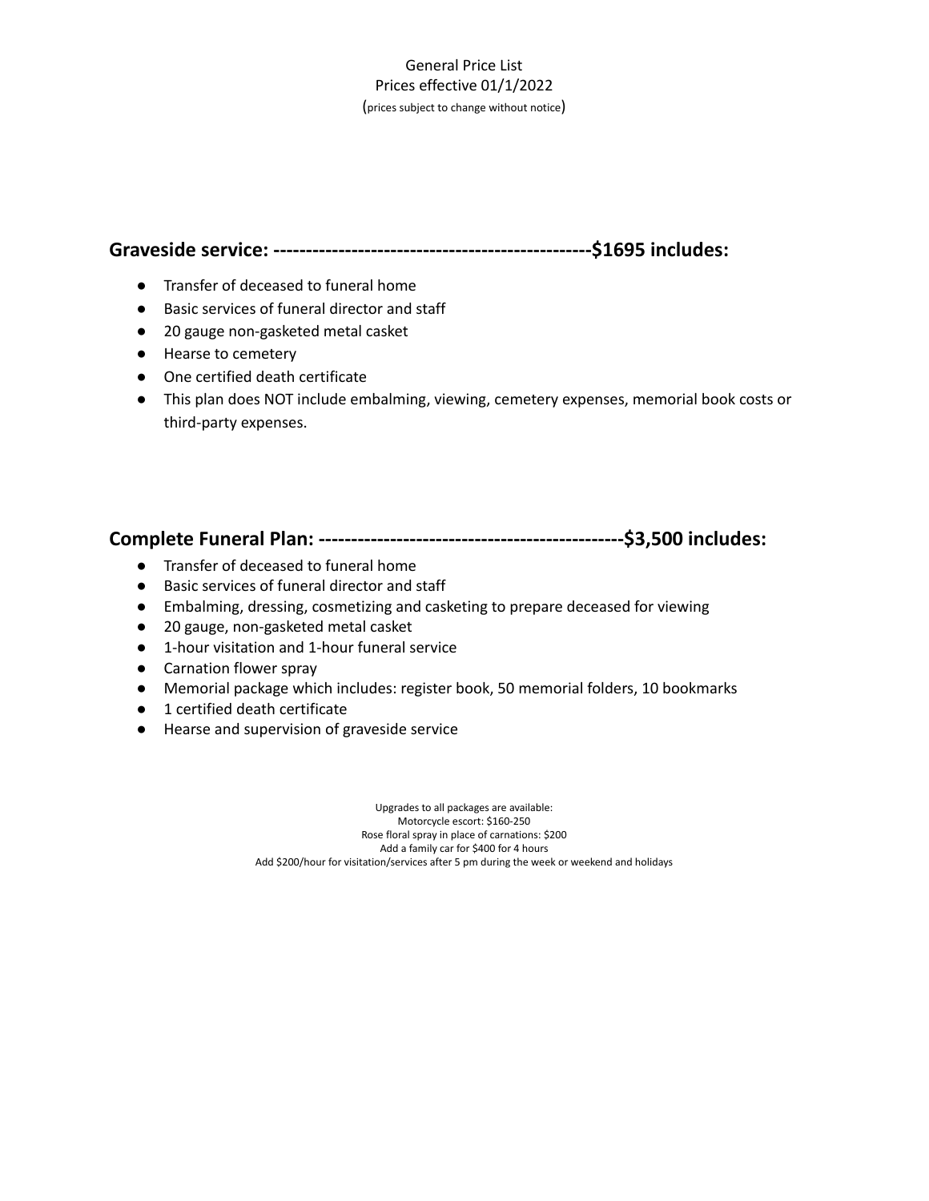General Price List
Prices effective 01/1/2022
(prices subject to change without notice)

## Graveside service: ------------------------------------------------$1695 includes:

- Transfer of deceased to funeral home
- Basic services of funeral director and staff
- 20 gauge non-gasketed metal casket
- Hearse to cemetery
- One certified death certificate
- This plan does NOT include embalming, viewing, cemetery expenses, memorial book costs or third-party expenses.

## Complete Funeral Plan: ---------------------------------------------$3,500 includes:

- Transfer of deceased to funeral home
- Basic services of funeral director and staff
- Embalming, dressing, cosmetizing and casketing to prepare deceased for viewing
- 20 gauge, non-gasketed metal casket
- 1-hour visitation and 1-hour funeral service
- Carnation flower spray
- Memorial package which includes: register book, 50 memorial folders, 10 bookmarks
- 1 certified death certificate
- Hearse and supervision of graveside service

Upgrades to all packages are available:
Motorcycle escort: $160-250
Rose floral spray in place of carnations: $200
Add a family car for $400 for 4 hours
Add $200/hour for visitation/services after 5 pm during the week or weekend and holidays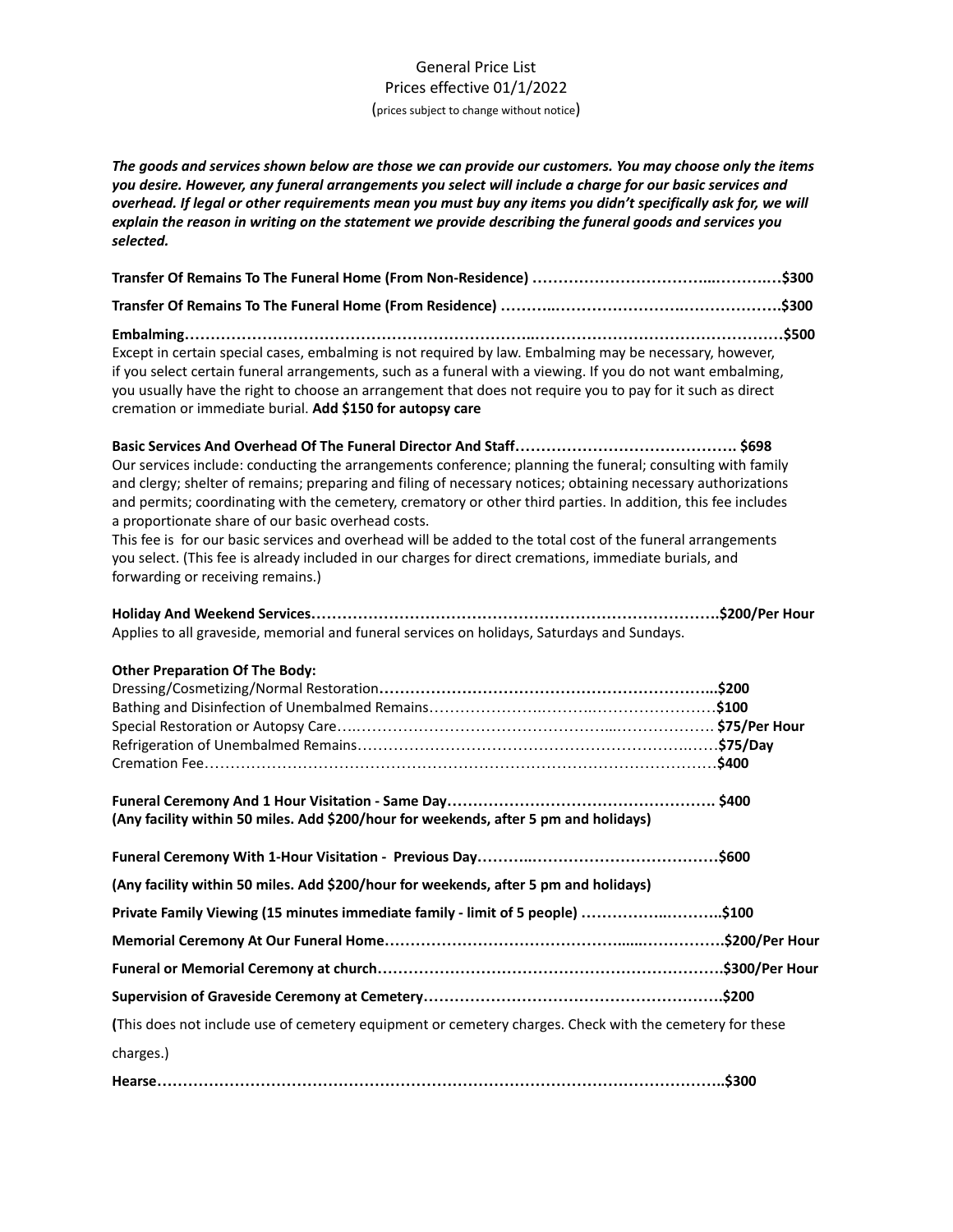General Price List
Prices effective 01/1/2022
(prices subject to change without notice)

***The goods and services shown below are those we can provide our customers. You may choose only the items you desire. However, any funeral arrangements you select will include a charge for our basic services and overhead. If legal or other requirements mean you must buy any items you didn't specifically ask for, we will explain the reason in writing on the statement we provide describing the funeral goods and services you selected.***

**Transfer Of Remains To The Funeral Home (From Non-Residence) …………………………….……….…$300**

**Transfer Of Remains To The Funeral Home (From Residence) ……….……………………….……………….$300**

**Embalming……………………………………………………..……………………………………….$500**
Except in certain special cases, embalming is not required by law. Embalming may be necessary, however, if you select certain funeral arrangements, such as a funeral with a viewing. If you do not want embalming, you usually have the right to choose an arrangement that does not require you to pay for it such as direct cremation or immediate burial. **Add $150 for autopsy care**

**Basic Services And Overhead Of The Funeral Director And Staff……………………………………. $698**
Our services include: conducting the arrangements conference; planning the funeral; consulting with family and clergy; shelter of remains; preparing and filing of necessary notices; obtaining necessary authorizations and permits; coordinating with the cemetery, crematory or other third parties. In addition, this fee includes a proportionate share of our basic overhead costs.
This fee is for our basic services and overhead will be added to the total cost of the funeral arrangements you select. (This fee is already included in our charges for direct cremations, immediate burials, and forwarding or receiving remains.)

**Holiday And Weekend Services…………………………………………………………………….$200/Per Hour**
Applies to all graveside, memorial and funeral services on holidays, Saturdays and Sundays.

**Other Preparation Of The Body:**
Dressing/Cosmetizing/Normal Restoration…………………………………………………………...**$200**
Bathing and Disinfection of Unembalmed Remains…………………….……….…………………….**$100**
Special Restoration or Autopsy Care…..…………………………………………...……………… **$75/Per Hour**
Refrigeration of Unembalmed Remains……………………………………………………….…….**$75/Day**
Cremation Fee……………………………………………………………………………………….**$400**

**Funeral Ceremony And 1 Hour Visitation - Same Day……………………………………………. $400**
**(Any facility within 50 miles. Add $200/hour for weekends, after 5 pm and holidays)**

**Funeral Ceremony With 1-Hour Visitation - Previous Day………..………………………………$600**

**(Any facility within 50 miles. Add $200/hour for weekends, after 5 pm and holidays)**

**Private Family Viewing (15 minutes immediate family - limit of 5 people) ……………..………..$100**

**Memorial Ceremony At Our Funeral Home……………………………………......…………….$200/Per Hour**

**Funeral or Memorial Ceremony at church………………………………………………………….$300/Per Hour**

**Supervision of Graveside Ceremony at Cemetery…………………………………………………$200**

**(**This does not include use of cemetery equipment or cemetery charges. Check with the cemetery for these charges.)

**Hearse…………………………………………………………………………………………….$300**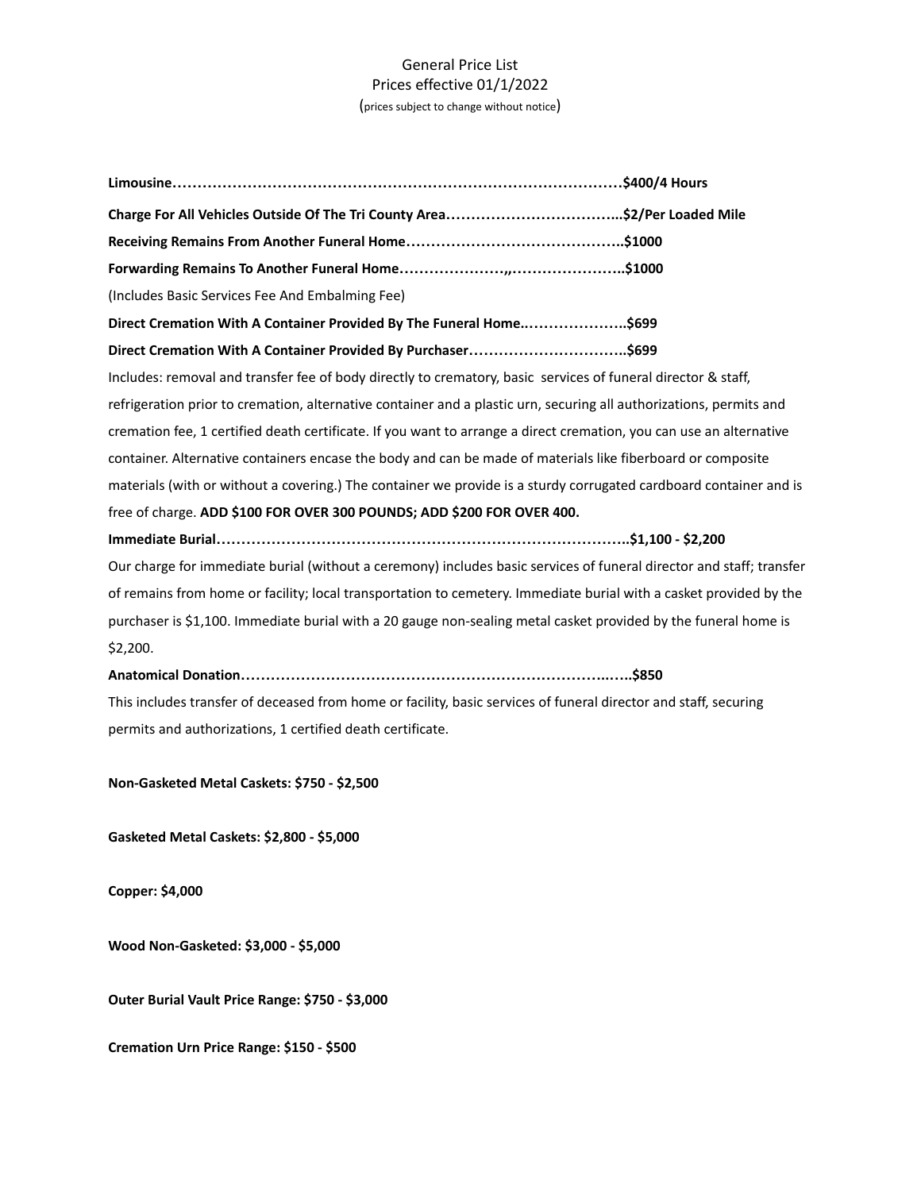General Price List
Prices effective 01/1/2022
(prices subject to change without notice)

**Limousine…………………………………………………………………………………$400/4 Hours**

**Charge For All Vehicles Outside Of The Tri County Area……………………………...$2/Per Loaded Mile**

**Receiving Remains From Another Funeral Home……………………………………..$1000**

**Forwarding Remains To Another Funeral Home…………………„…………………..$1000**

(Includes Basic Services Fee And Embalming Fee)

**Direct Cremation With A Container Provided By The Funeral Home..………………..$699**

**Direct Cremation With A Container Provided By Purchaser…………………………..$699**

Includes: removal and transfer fee of body directly to crematory, basic services of funeral director & staff, refrigeration prior to cremation, alternative container and a plastic urn, securing all authorizations, permits and cremation fee, 1 certified death certificate. If you want to arrange a direct cremation, you can use an alternative container. Alternative containers encase the body and can be made of materials like fiberboard or composite materials (with or without a covering.) The container we provide is a sturdy corrugated cardboard container and is free of charge. **ADD $100 FOR OVER 300 POUNDS; ADD $200 FOR OVER 400.**

**Immediate Burial………………………………………………………………………..$1,100 - $2,200**

Our charge for immediate burial (without a ceremony) includes basic services of funeral director and staff; transfer of remains from home or facility; local transportation to cemetery. Immediate burial with a casket provided by the purchaser is $1,100. Immediate burial with a 20 gauge non-sealing metal casket provided by the funeral home is $2,200.

**Anatomical Donation………………………………………………………………..…..$850**

This includes transfer of deceased from home or facility, basic services of funeral director and staff, securing permits and authorizations, 1 certified death certificate.

**Non-Gasketed Metal Caskets: $750 - $2,500**

**Gasketed Metal Caskets: $2,800 - $5,000**

**Copper: $4,000**

**Wood Non-Gasketed: $3,000 - $5,000**

**Outer Burial Vault Price Range: $750 - $3,000**

**Cremation Urn Price Range: $150 - $500**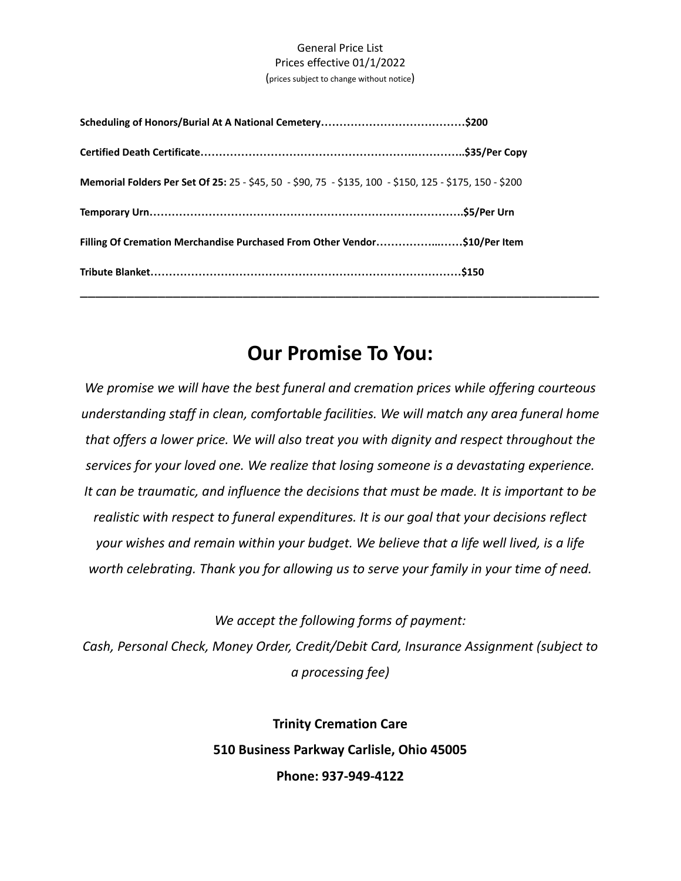General Price List
Prices effective 01/1/2022
(prices subject to change without notice)

**Scheduling of Honors/Burial At A National Cemetery……………………………….$200**

**Certified Death Certificate………………………………………………..…………..$35/Per Copy**

**Memorial Folders Per Set Of 25:** 25 - $45, 50 - $90, 75 - $135, 100 - $150, 125 - $175, 150 - $200

**Temporary Urn………………………………………………………………………..$5/Per Urn**

**Filling Of Cremation Merchandise Purchased From Other Vendor……………...……$10/Per Item**

**Tribute Blanket………………………………………………………………………$150**

---

# Our Promise To You:

*We promise we will have the best funeral and cremation prices while offering courteous understanding staff in clean, comfortable facilities. We will match any area funeral home that offers a lower price. We will also treat you with dignity and respect throughout the services for your loved one. We realize that losing someone is a devastating experience. It can be traumatic, and influence the decisions that must be made. It is important to be realistic with respect to funeral expenditures. It is our goal that your decisions reflect your wishes and remain within your budget. We believe that a life well lived, is a life worth celebrating. Thank you for allowing us to serve your family in your time of need.*

*We accept the following forms of payment:*
*Cash, Personal Check, Money Order, Credit/Debit Card, Insurance Assignment (subject to a processing fee)*

**Trinity Cremation Care**

**510 Business Parkway Carlisle, Ohio 45005**

**Phone: 937-949-4122**